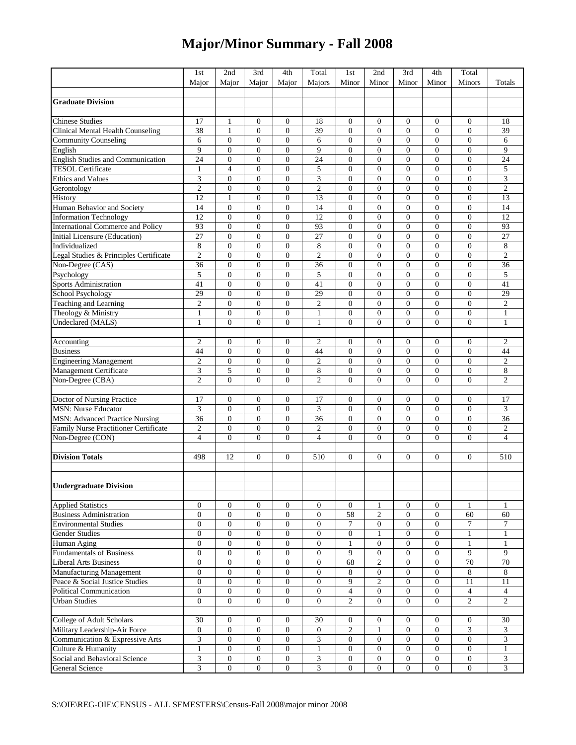# Major/Minor Summary - Fall 2008

| | 1st Major | 2nd Major | 3rd Major | 4th Major | Total Majors | 1st Minor | 2nd Minor | 3rd Minor | 4th Minor | Total Minors | Totals |
|---|---|---|---|---|---|---|---|---|---|---|---|
| **Graduate Division** | | | | | | | | | | | |
| Chinese Studies | 17 | 1 | 0 | 0 | 18 | 0 | 0 | 0 | 0 | 0 | 18 |
| Clinical Mental Health Counseling | 38 | 1 | 0 | 0 | 39 | 0 | 0 | 0 | 0 | 0 | 39 |
| Community Counseling | 6 | 0 | 0 | 0 | 6 | 0 | 0 | 0 | 0 | 0 | 6 |
| English | 9 | 0 | 0 | 0 | 9 | 0 | 0 | 0 | 0 | 0 | 9 |
| English Studies and Communication | 24 | 0 | 0 | 0 | 24 | 0 | 0 | 0 | 0 | 0 | 24 |
| TESOL Certificate | 1 | 4 | 0 | 0 | 5 | 0 | 0 | 0 | 0 | 0 | 5 |
| Ethics and Values | 3 | 0 | 0 | 0 | 3 | 0 | 0 | 0 | 0 | 0 | 3 |
| Gerontology | 2 | 0 | 0 | 0 | 2 | 0 | 0 | 0 | 0 | 0 | 2 |
| History | 12 | 1 | 0 | 0 | 13 | 0 | 0 | 0 | 0 | 0 | 13 |
| Human Behavior and Society | 14 | 0 | 0 | 0 | 14 | 0 | 0 | 0 | 0 | 0 | 14 |
| Information Technology | 12 | 0 | 0 | 0 | 12 | 0 | 0 | 0 | 0 | 0 | 12 |
| International Commerce and Policy | 93 | 0 | 0 | 0 | 93 | 0 | 0 | 0 | 0 | 0 | 93 |
| Initial Licensure (Education) | 27 | 0 | 0 | 0 | 27 | 0 | 0 | 0 | 0 | 0 | 27 |
| Individualized | 8 | 0 | 0 | 0 | 8 | 0 | 0 | 0 | 0 | 0 | 8 |
| Legal Studies & Principles Certificate | 2 | 0 | 0 | 0 | 2 | 0 | 0 | 0 | 0 | 0 | 2 |
| Non-Degree (CAS) | 36 | 0 | 0 | 0 | 36 | 0 | 0 | 0 | 0 | 0 | 36 |
| Psychology | 5 | 0 | 0 | 0 | 5 | 0 | 0 | 0 | 0 | 0 | 5 |
| Sports Administration | 41 | 0 | 0 | 0 | 41 | 0 | 0 | 0 | 0 | 0 | 41 |
| School Psychology | 29 | 0 | 0 | 0 | 29 | 0 | 0 | 0 | 0 | 0 | 29 |
| Teaching and Learning | 2 | 0 | 0 | 0 | 2 | 0 | 0 | 0 | 0 | 0 | 2 |
| Theology & Ministry | 1 | 0 | 0 | 0 | 1 | 0 | 0 | 0 | 0 | 0 | 1 |
| Undeclared (MALS) | 1 | 0 | 0 | 0 | 1 | 0 | 0 | 0 | 0 | 0 | 1 |
| | | | | | | | | | | | |
| Accounting | 2 | 0 | 0 | 0 | 2 | 0 | 0 | 0 | 0 | 0 | 2 |
| Business | 44 | 0 | 0 | 0 | 44 | 0 | 0 | 0 | 0 | 0 | 44 |
| Engineering Management | 2 | 0 | 0 | 0 | 2 | 0 | 0 | 0 | 0 | 0 | 2 |
| Management Certificate | 3 | 5 | 0 | 0 | 8 | 0 | 0 | 0 | 0 | 0 | 8 |
| Non-Degree (CBA) | 2 | 0 | 0 | 0 | 2 | 0 | 0 | 0 | 0 | 0 | 2 |
| | | | | | | | | | | | |
| Doctor of Nursing Practice | 17 | 0 | 0 | 0 | 17 | 0 | 0 | 0 | 0 | 0 | 17 |
| MSN: Nurse Educator | 3 | 0 | 0 | 0 | 3 | 0 | 0 | 0 | 0 | 0 | 3 |
| MSN: Advanced Practice Nursing | 36 | 0 | 0 | 0 | 36 | 0 | 0 | 0 | 0 | 0 | 36 |
| Family Nurse Practitioner Certificate | 2 | 0 | 0 | 0 | 2 | 0 | 0 | 0 | 0 | 0 | 2 |
| Non-Degree (CON) | 4 | 0 | 0 | 0 | 4 | 0 | 0 | 0 | 0 | 0 | 4 |
| | | | | | | | | | | | |
| **Division Totals** | 498 | 12 | 0 | 0 | 510 | 0 | 0 | 0 | 0 | 0 | 510 |
| | | | | | | | | | | | |
| **Undergraduate Division** | | | | | | | | | | | |
| Applied Statistics | 0 | 0 | 0 | 0 | 0 | 0 | 1 | 0 | 0 | 1 | 1 |
| Business Administration | 0 | 0 | 0 | 0 | 0 | 58 | 2 | 0 | 0 | 60 | 60 |
| Environmental Studies | 0 | 0 | 0 | 0 | 0 | 7 | 0 | 0 | 0 | 7 | 7 |
| Gender Studies | 0 | 0 | 0 | 0 | 0 | 0 | 1 | 0 | 0 | 1 | 1 |
| Human Aging | 0 | 0 | 0 | 0 | 0 | 1 | 0 | 0 | 0 | 1 | 1 |
| Fundamentals of Business | 0 | 0 | 0 | 0 | 0 | 9 | 0 | 0 | 0 | 9 | 9 |
| Liberal Arts Business | 0 | 0 | 0 | 0 | 0 | 68 | 2 | 0 | 0 | 70 | 70 |
| Manufacturing Management | 0 | 0 | 0 | 0 | 0 | 8 | 0 | 0 | 0 | 8 | 8 |
| Peace & Social Justice Studies | 0 | 0 | 0 | 0 | 0 | 9 | 2 | 0 | 0 | 11 | 11 |
| Political Communication | 0 | 0 | 0 | 0 | 0 | 4 | 0 | 0 | 0 | 4 | 4 |
| Urban Studies | 0 | 0 | 0 | 0 | 0 | 2 | 0 | 0 | 0 | 2 | 2 |
| | | | | | | | | | | | |
| College of Adult Scholars | 30 | 0 | 0 | 0 | 30 | 0 | 0 | 0 | 0 | 0 | 30 |
| Military Leadership-Air Force | 0 | 0 | 0 | 0 | 0 | 2 | 1 | 0 | 0 | 3 | 3 |
| Communication & Expressive Arts | 3 | 0 | 0 | 0 | 3 | 0 | 0 | 0 | 0 | 0 | 3 |
| Culture & Humanity | 1 | 0 | 0 | 0 | 1 | 0 | 0 | 0 | 0 | 0 | 1 |
| Social and Behavioral Science | 3 | 0 | 0 | 0 | 3 | 0 | 0 | 0 | 0 | 0 | 3 |
| General Science | 3 | 0 | 0 | 0 | 3 | 0 | 0 | 0 | 0 | 0 | 3 |

S:\OIE\REG-OIE\CENSUS - ALL SEMESTERS\Census-Fall 2008\major minor 2008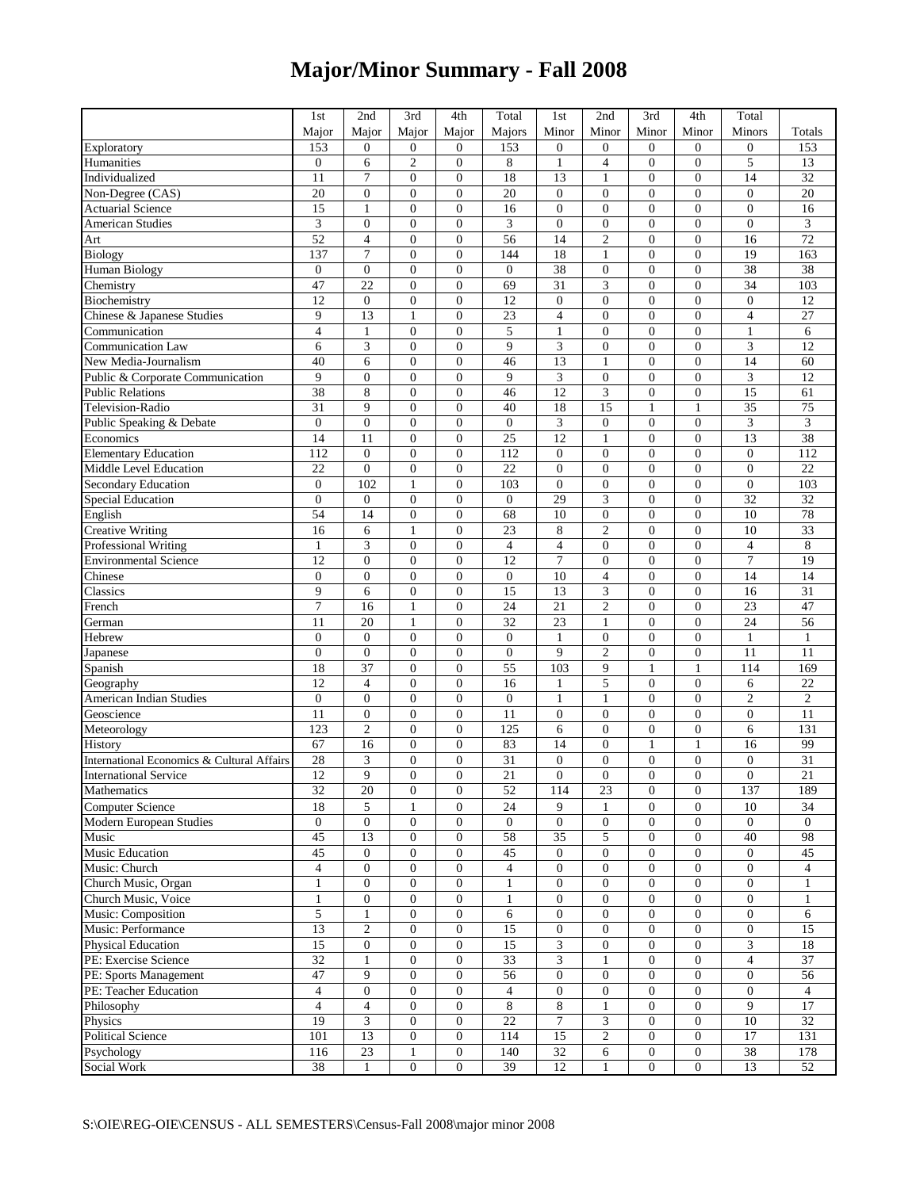# Major/Minor Summary - Fall 2008

| | 1st Major | 2nd Major | 3rd Major | 4th Major | Total Majors | 1st Minor | 2nd Minor | 3rd Minor | 4th Minor | Total Minors | Totals |
|---|---|---|---|---|---|---|---|---|---|---|---|
| Exploratory | 153 | 0 | 0 | 0 | 153 | 0 | 0 | 0 | 0 | 0 | 153 |
| Humanities | 0 | 6 | 2 | 0 | 8 | 1 | 4 | 0 | 0 | 5 | 13 |
| Individualized | 11 | 7 | 0 | 0 | 18 | 13 | 1 | 0 | 0 | 14 | 32 |
| Non-Degree (CAS) | 20 | 0 | 0 | 0 | 20 | 0 | 0 | 0 | 0 | 0 | 20 |
| Actuarial Science | 15 | 1 | 0 | 0 | 16 | 0 | 0 | 0 | 0 | 0 | 16 |
| American Studies | 3 | 0 | 0 | 0 | 3 | 0 | 0 | 0 | 0 | 0 | 3 |
| Art | 52 | 4 | 0 | 0 | 56 | 14 | 2 | 0 | 0 | 16 | 72 |
| Biology | 137 | 7 | 0 | 0 | 144 | 18 | 1 | 0 | 0 | 19 | 163 |
| Human Biology | 0 | 0 | 0 | 0 | 0 | 38 | 0 | 0 | 0 | 38 | 38 |
| Chemistry | 47 | 22 | 0 | 0 | 69 | 31 | 3 | 0 | 0 | 34 | 103 |
| Biochemistry | 12 | 0 | 0 | 0 | 12 | 0 | 0 | 0 | 0 | 0 | 12 |
| Chinese & Japanese Studies | 9 | 13 | 1 | 0 | 23 | 4 | 0 | 0 | 0 | 4 | 27 |
| Communication | 4 | 1 | 0 | 0 | 5 | 1 | 0 | 0 | 0 | 1 | 6 |
| Communication Law | 6 | 3 | 0 | 0 | 9 | 3 | 0 | 0 | 0 | 3 | 12 |
| New Media-Journalism | 40 | 6 | 0 | 0 | 46 | 13 | 1 | 0 | 0 | 14 | 60 |
| Public & Corporate Communication | 9 | 0 | 0 | 0 | 9 | 3 | 0 | 0 | 0 | 3 | 12 |
| Public Relations | 38 | 8 | 0 | 0 | 46 | 12 | 3 | 0 | 0 | 15 | 61 |
| Television-Radio | 31 | 9 | 0 | 0 | 40 | 18 | 15 | 1 | 1 | 35 | 75 |
| Public Speaking & Debate | 0 | 0 | 0 | 0 | 0 | 3 | 0 | 0 | 0 | 3 | 3 |
| Economics | 14 | 11 | 0 | 0 | 25 | 12 | 1 | 0 | 0 | 13 | 38 |
| Elementary Education | 112 | 0 | 0 | 0 | 112 | 0 | 0 | 0 | 0 | 0 | 112 |
| Middle Level Education | 22 | 0 | 0 | 0 | 22 | 0 | 0 | 0 | 0 | 0 | 22 |
| Secondary Education | 0 | 102 | 1 | 0 | 103 | 0 | 0 | 0 | 0 | 0 | 103 |
| Special Education | 0 | 0 | 0 | 0 | 0 | 29 | 3 | 0 | 0 | 32 | 32 |
| English | 54 | 14 | 0 | 0 | 68 | 10 | 0 | 0 | 0 | 10 | 78 |
| Creative Writing | 16 | 6 | 1 | 0 | 23 | 8 | 2 | 0 | 0 | 10 | 33 |
| Professional Writing | 1 | 3 | 0 | 0 | 4 | 4 | 0 | 0 | 0 | 4 | 8 |
| Environmental Science | 12 | 0 | 0 | 0 | 12 | 7 | 0 | 0 | 0 | 7 | 19 |
| Chinese | 0 | 0 | 0 | 0 | 0 | 10 | 4 | 0 | 0 | 14 | 14 |
| Classics | 9 | 6 | 0 | 0 | 15 | 13 | 3 | 0 | 0 | 16 | 31 |
| French | 7 | 16 | 1 | 0 | 24 | 21 | 2 | 0 | 0 | 23 | 47 |
| German | 11 | 20 | 1 | 0 | 32 | 23 | 1 | 0 | 0 | 24 | 56 |
| Hebrew | 0 | 0 | 0 | 0 | 0 | 1 | 0 | 0 | 0 | 1 | 1 |
| Japanese | 0 | 0 | 0 | 0 | 0 | 9 | 2 | 0 | 0 | 11 | 11 |
| Spanish | 18 | 37 | 0 | 0 | 55 | 103 | 9 | 1 | 1 | 114 | 169 |
| Geography | 12 | 4 | 0 | 0 | 16 | 1 | 5 | 0 | 0 | 6 | 22 |
| American Indian Studies | 0 | 0 | 0 | 0 | 0 | 1 | 1 | 0 | 0 | 2 | 2 |
| Geoscience | 11 | 0 | 0 | 0 | 11 | 0 | 0 | 0 | 0 | 0 | 11 |
| Meteorology | 123 | 2 | 0 | 0 | 125 | 6 | 0 | 0 | 0 | 6 | 131 |
| History | 67 | 16 | 0 | 0 | 83 | 14 | 0 | 1 | 1 | 16 | 99 |
| International Economics & Cultural Affairs | 28 | 3 | 0 | 0 | 31 | 0 | 0 | 0 | 0 | 0 | 31 |
| International Service | 12 | 9 | 0 | 0 | 21 | 0 | 0 | 0 | 0 | 0 | 21 |
| Mathematics | 32 | 20 | 0 | 0 | 52 | 114 | 23 | 0 | 0 | 137 | 189 |
| Computer Science | 18 | 5 | 1 | 0 | 24 | 9 | 1 | 0 | 0 | 10 | 34 |
| Modern European Studies | 0 | 0 | 0 | 0 | 0 | 0 | 0 | 0 | 0 | 0 | 0 |
| Music | 45 | 13 | 0 | 0 | 58 | 35 | 5 | 0 | 0 | 40 | 98 |
| Music Education | 45 | 0 | 0 | 0 | 45 | 0 | 0 | 0 | 0 | 0 | 45 |
| Music: Church | 4 | 0 | 0 | 0 | 4 | 0 | 0 | 0 | 0 | 0 | 4 |
| Church Music, Organ | 1 | 0 | 0 | 0 | 1 | 0 | 0 | 0 | 0 | 0 | 1 |
| Church Music, Voice | 1 | 0 | 0 | 0 | 1 | 0 | 0 | 0 | 0 | 0 | 1 |
| Music: Composition | 5 | 1 | 0 | 0 | 6 | 0 | 0 | 0 | 0 | 0 | 6 |
| Music: Performance | 13 | 2 | 0 | 0 | 15 | 0 | 0 | 0 | 0 | 0 | 15 |
| Physical Education | 15 | 0 | 0 | 0 | 15 | 3 | 0 | 0 | 0 | 3 | 18 |
| PE: Exercise Science | 32 | 1 | 0 | 0 | 33 | 3 | 1 | 0 | 0 | 4 | 37 |
| PE: Sports Management | 47 | 9 | 0 | 0 | 56 | 0 | 0 | 0 | 0 | 0 | 56 |
| PE: Teacher Education | 4 | 0 | 0 | 0 | 4 | 0 | 0 | 0 | 0 | 0 | 4 |
| Philosophy | 4 | 4 | 0 | 0 | 8 | 8 | 1 | 0 | 0 | 9 | 17 |
| Physics | 19 | 3 | 0 | 0 | 22 | 7 | 3 | 0 | 0 | 10 | 32 |
| Political Science | 101 | 13 | 0 | 0 | 114 | 15 | 2 | 0 | 0 | 17 | 131 |
| Psychology | 116 | 23 | 1 | 0 | 140 | 32 | 6 | 0 | 0 | 38 | 178 |
| Social Work | 38 | 1 | 0 | 0 | 39 | 12 | 1 | 0 | 0 | 13 | 52 |

S:\OIE\REG-OIE\CENSUS - ALL SEMESTERS\Census-Fall 2008\major minor 2008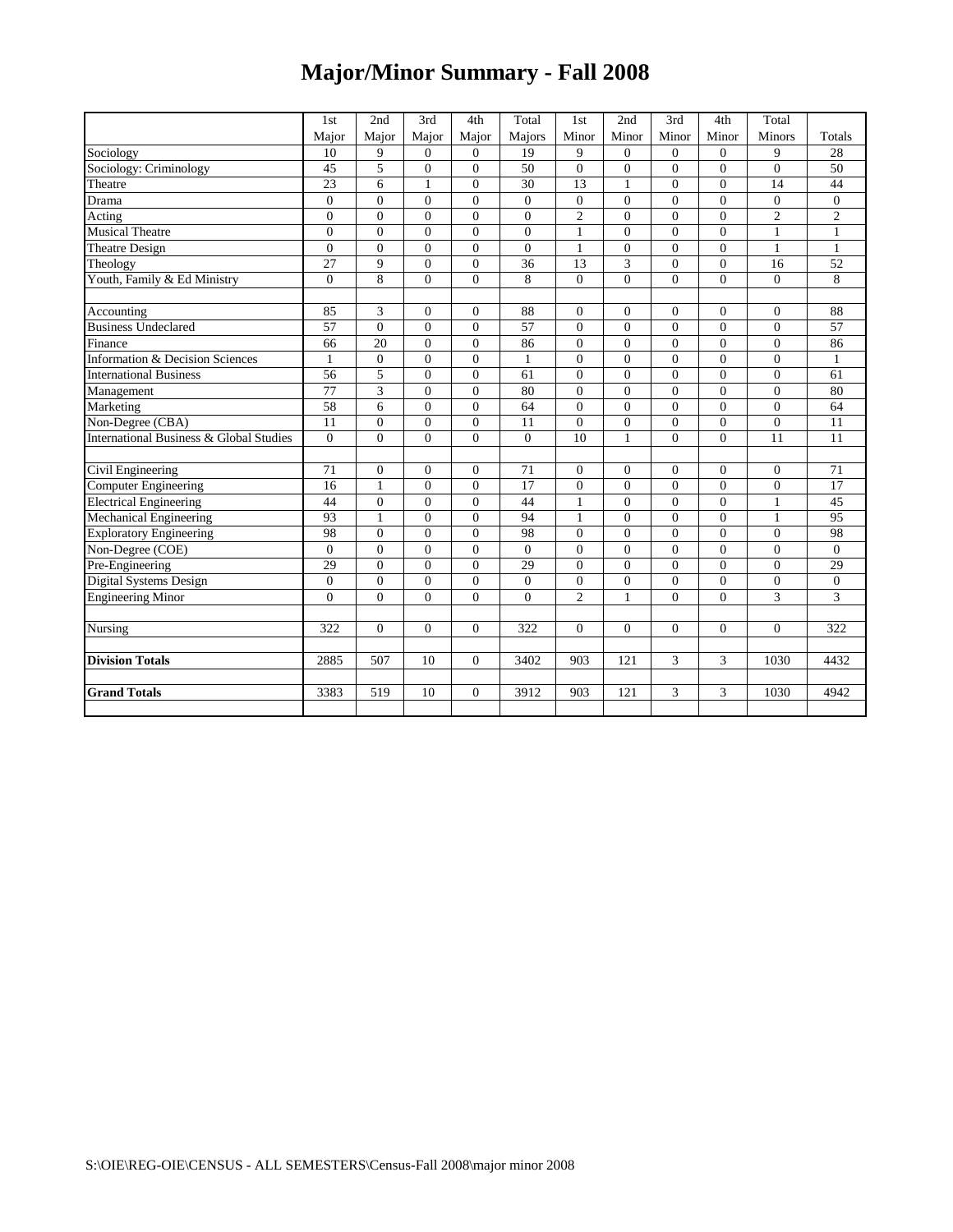# Major/Minor Summary - Fall 2008

| | 1st Major | 2nd Major | 3rd Major | 4th Major | Total Majors | 1st Minor | 2nd Minor | 3rd Minor | 4th Minor | Total Minors | Totals |
|---|---|---|---|---|---|---|---|---|---|---|---|
| Sociology | 10 | 9 | 0 | 0 | 19 | 9 | 0 | 0 | 0 | 9 | 28 |
| Sociology: Criminology | 45 | 5 | 0 | 0 | 50 | 0 | 0 | 0 | 0 | 0 | 50 |
| Theatre | 23 | 6 | 1 | 0 | 30 | 13 | 1 | 0 | 0 | 14 | 44 |
| Drama | 0 | 0 | 0 | 0 | 0 | 0 | 0 | 0 | 0 | 0 | 0 |
| Acting | 0 | 0 | 0 | 0 | 0 | 2 | 0 | 0 | 0 | 2 | 2 |
| Musical Theatre | 0 | 0 | 0 | 0 | 0 | 1 | 0 | 0 | 0 | 1 | 1 |
| Theatre Design | 0 | 0 | 0 | 0 | 0 | 1 | 0 | 0 | 0 | 1 | 1 |
| Theology | 27 | 9 | 0 | 0 | 36 | 13 | 3 | 0 | 0 | 16 | 52 |
| Youth, Family & Ed Ministry | 0 | 8 | 0 | 0 | 8 | 0 | 0 | 0 | 0 | 0 | 8 |
| | | | | | | | | | | | |
| Accounting | 85 | 3 | 0 | 0 | 88 | 0 | 0 | 0 | 0 | 0 | 88 |
| Business Undeclared | 57 | 0 | 0 | 0 | 57 | 0 | 0 | 0 | 0 | 0 | 57 |
| Finance | 66 | 20 | 0 | 0 | 86 | 0 | 0 | 0 | 0 | 0 | 86 |
| Information & Decision Sciences | 1 | 0 | 0 | 0 | 1 | 0 | 0 | 0 | 0 | 0 | 1 |
| International Business | 56 | 5 | 0 | 0 | 61 | 0 | 0 | 0 | 0 | 0 | 61 |
| Management | 77 | 3 | 0 | 0 | 80 | 0 | 0 | 0 | 0 | 0 | 80 |
| Marketing | 58 | 6 | 0 | 0 | 64 | 0 | 0 | 0 | 0 | 0 | 64 |
| Non-Degree (CBA) | 11 | 0 | 0 | 0 | 11 | 0 | 0 | 0 | 0 | 0 | 11 |
| International Business & Global Studies | 0 | 0 | 0 | 0 | 0 | 10 | 1 | 0 | 0 | 11 | 11 |
| | | | | | | | | | | | |
| Civil Engineering | 71 | 0 | 0 | 0 | 71 | 0 | 0 | 0 | 0 | 0 | 71 |
| Computer Engineering | 16 | 1 | 0 | 0 | 17 | 0 | 0 | 0 | 0 | 0 | 17 |
| Electrical Engineering | 44 | 0 | 0 | 0 | 44 | 1 | 0 | 0 | 0 | 1 | 45 |
| Mechanical Engineering | 93 | 1 | 0 | 0 | 94 | 1 | 0 | 0 | 0 | 1 | 95 |
| Exploratory Engineering | 98 | 0 | 0 | 0 | 98 | 0 | 0 | 0 | 0 | 0 | 98 |
| Non-Degree (COE) | 0 | 0 | 0 | 0 | 0 | 0 | 0 | 0 | 0 | 0 | 0 |
| Pre-Engineering | 29 | 0 | 0 | 0 | 29 | 0 | 0 | 0 | 0 | 0 | 29 |
| Digital Systems Design | 0 | 0 | 0 | 0 | 0 | 0 | 0 | 0 | 0 | 0 | 0 |
| Engineering Minor | 0 | 0 | 0 | 0 | 0 | 2 | 1 | 0 | 0 | 3 | 3 |
| | | | | | | | | | | | |
| Nursing | 322 | 0 | 0 | 0 | 322 | 0 | 0 | 0 | 0 | 0 | 322 |
| | | | | | | | | | | | |
| **Division Totals** | 2885 | 507 | 10 | 0 | 3402 | 903 | 121 | 3 | 3 | 1030 | 4432 |
| | | | | | | | | | | | |
| **Grand Totals** | 3383 | 519 | 10 | 0 | 3912 | 903 | 121 | 3 | 3 | 1030 | 4942 |

S:\OIE\REG-OIE\CENSUS - ALL SEMESTERS\Census-Fall 2008\major minor 2008